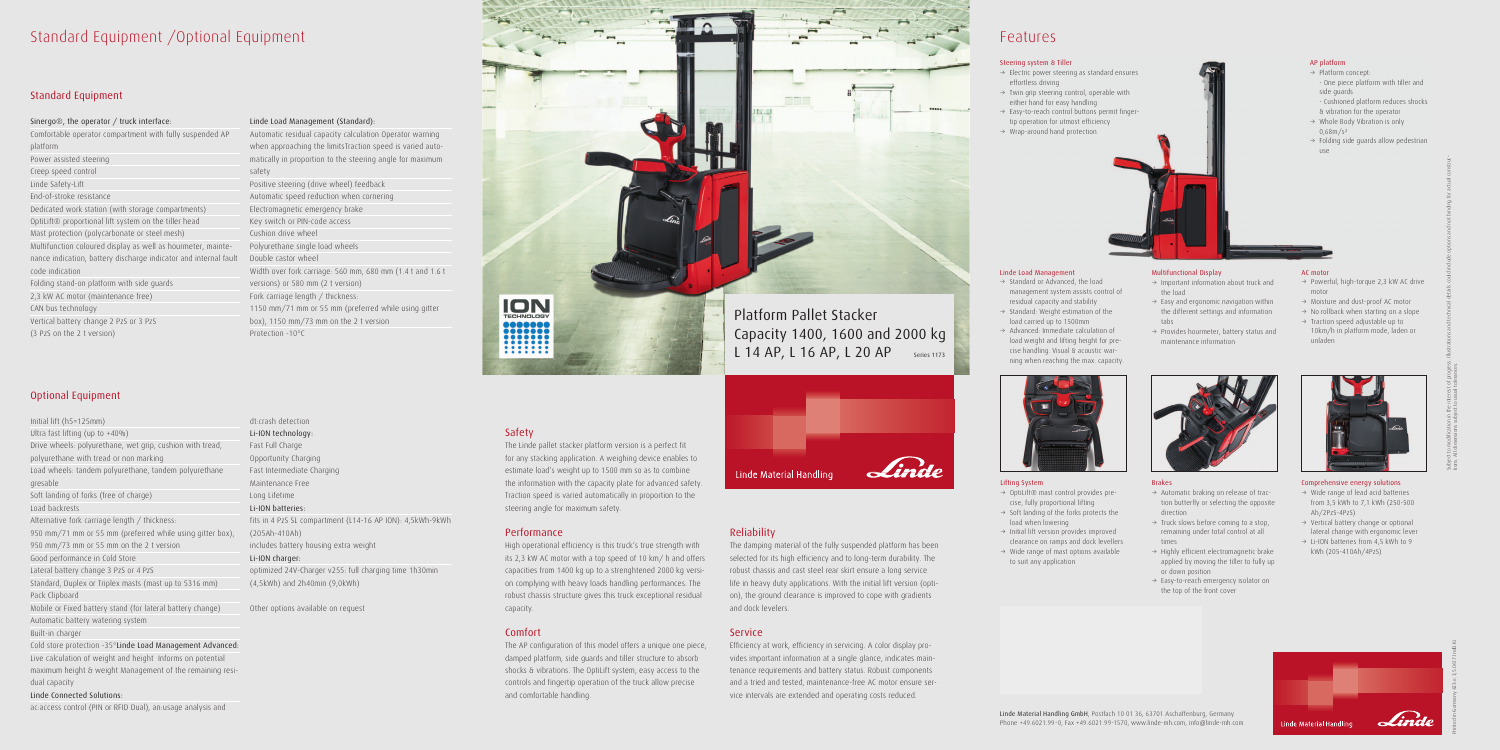# Standard Equipment /Optional Equipment

## Standard Equipment

**Sinergo®, the operator / truck interface:**

Comfortable operator compartment with fully suspended AP platform

Power assisted steering

Creep speed control

Linde Safety-Lift

End-of-stroke resistance

Dedicated work station (with storage compartments)

OptiLift® proportional lift system on the tiller head

Mast protection (polycarbonate or steel mesh)

Multifunction coloured display as well as hourmeter, maintenance indication, battery discharge indicator and internal fault code indication

Folding stand-on platform with side guards

2,3 kW AC motor (maintenance free)

CAN bus technology

Vertical battery change 2 PzS or 3 PzS (3 PzS on the 2 t version)

**Linde Load Management (Standard):**

Automatic residual capacity calculation Operator warning when approaching the limitsTraction speed is varied automatically in proportion to the steering angle for maximum safety

Positive steering (drive wheel) feedback

Automatic speed reduction when cornering

Electromagnetic emergency brake

Key switch or PIN-code access

Cushion drive wheel

Polyurethane single load wheels

Double castor wheel

Width over fork carriage: 560 mm, 680 mm (1.4 t and 1.6 t versions) or 580 mm (2 t version)

Fork carriage length / thickness:

1150 mm/71 mm or 55 mm (preferred while using gitter box), 1150 mm/73 mm on the 2 t version

Protection -10°C

## Optional Equipment

Initial lift (h5=125mm)

Ultra fast lifting (up to +40%)

Drive wheels: polyurethane, wet grip, cushion with tread, polyurethane with tread or non marking

Load wheels: tandem polyurethane, tandem polyurethane gresable

Soft landing of forks (free of charge)

Load backrests

Alternative fork carriage length / thickness:

950 mm/71 mm or 55 mm (preferred while using gitter box), 950 mm/73 mm or 55 mm on the 2 t version

Good performance in Cold Store

Lateral battery change 3 PzS or 4 PzS

Standard, Duplex or Triplex masts (mast up to 5316 mm)

Pack Clipboard

Mobile or Fixed battery stand (for lateral battery change)

Automatic battery watering system

Built-in charger

Cold store protection -35°**Linde Load Management Advanced:**

Live calculation of weight and height informs on potential maximum height & weight Management of the remaining residual capacity

**Linde Connected Solutions:**

ac:access control (PIN or RFID Dual), an:usage analysis and dt:crash detection

**Li-ION technology:**

Fast Full Charge

Opportunity Charging

Fast Intermediate Charging

Maintenance Free

Long Lifetime

**Li-ION batteries:**

fits in 4 PzS SL compartment (L14-16 AP ION): 4,5kWh-9kWh (205Ah-410Ah)

includes battery housing extra weight

**Li-ION charger:**

optimized 24V-Charger v255: full charging time 1h30min (4,5kWh) and 2h40min (9,0kWh)

Other options available on request

# Platform Pallet Stacker Capacity 1400, 1600 and 2000 kg L 14 AP, L 16 AP, L 20 AP

Series 1173

Linde Material Handling

## Safety

The Linde pallet stacker platform version is a perfect fit for any stacking application. A weighing device enables to estimate load's weight up to 1500 mm so as to combine the information with the capacity plate for advanced safety. Traction speed is varied automatically in proportion to the steering angle for maximum safety.

## Performance

High operational efficiency is this truck's true strength with its 2,3 kW AC motor with a top speed of 10 km/ h and offers capacities from 1400 kg up to a strenghtened 2000 kg version complying with heavy loads handling performances. The robust chassis structure gives this truck exceptional residual capacity.

## Comfort

The AP configuration of this model offers a unique one piece, damped platform, side guards and tiller structure to absorb shocks & vibrations. The OptiLift system, easy access to the controls and fingertip operation of the truck allow precise and comfortable handling.

## Reliability

The damping material of the fully suspended platform has been selected for its high efficiency and to long-term durability. The robust chassis and cast steel rear skirt ensure a long service life in heavy duty applications. With the initial lift version (option), the ground clearance is improved to cope with gradients and dock levelers.

## Service

Efficiency at work, efficiency in servicing. A color display provides important information at a single glance, indicates maintenance requirements and battery status. Robust components and a tried and tested, maintenance-free AC motor ensure service intervals are extended and operating costs reduced.

# Features

### Steering system & Tiller

- Electric power steering as standard ensures effortless driving
- Twin grip steering control, operable with either hand for easy handling
- Easy-to-reach control buttons permit fingertip operation for utmost efficiency
- Wrap-around hand protection

### AP platform

- Platform concept:
  - One piece platform with tiller and side guards
  - Cushioned platform reduces shocks & vibration for the operator
- Whole Body Vibration is only 0,68m/s²
- Folding side guards allow pedestrian use

### Linde Load Management

- Standard or Advanced, the load management system assists control of residual capacity and stability
- Standard: Weight estimation of the load carried up to 1500mm
- Advanced: Immediate calculation of load weight and lifting height for precise handling. Visual & acoustic warning when reaching the max. capacity.

### Multifunctional Display

- Important information about truck and the load
- Easy and ergonomic navigation within the different settings and information tabs
- Provides hourmeter, battery status and maintenance information

### AC motor

- Powerful, high-torque 2,3 kW AC drive motor
- Moisture and dust-proof AC motor
- No rollback when starting on a slope
- Traction speed adjustable up to 10km/h in platform mode, laden or unladen

### Lifting System

- OptiLift® mast control provides precise, fully proportional lifting
- Soft landing of the forks protects the load when lowering
- Initial lift version provides improved clearance on ramps and dock levellers
- Wide range of mast options available to suit any application

### Brakes

- Automatic braking on release of traction butterfly or selecting the opposite direction
- Truck slows before coming to a stop, remaining under total control at all times
- Highly efficient electromagnetic brake applied by moving the tiller to fully up or down position
- Easy-to-reach emergency isolator on the top of the front cover

### Comprehensive energy solutions

- Wide range of lead acid batteries from 3,5 kWh to 7,1 kWh (250-500 Ah/2PzS-4PzS)
- Vertical battery change or optional lateral change with ergonomic lever
- Li-ION batteries from 4,5 kWh to 9 kWh (205-410Ah/4PzS)

Subject to modification in the interest of progress. Illustrations and technical details could include options and not binding for actual constructions. All dimensions subject to usual tolerances.

Linde Material Handling GmbH, Postfach 10 01 36, 63701 Aschaffenburg, Germany
Phone +49.6021.99-0, Fax +49.6021.99-1570, www.linde-mh.com, info@linde-mh.com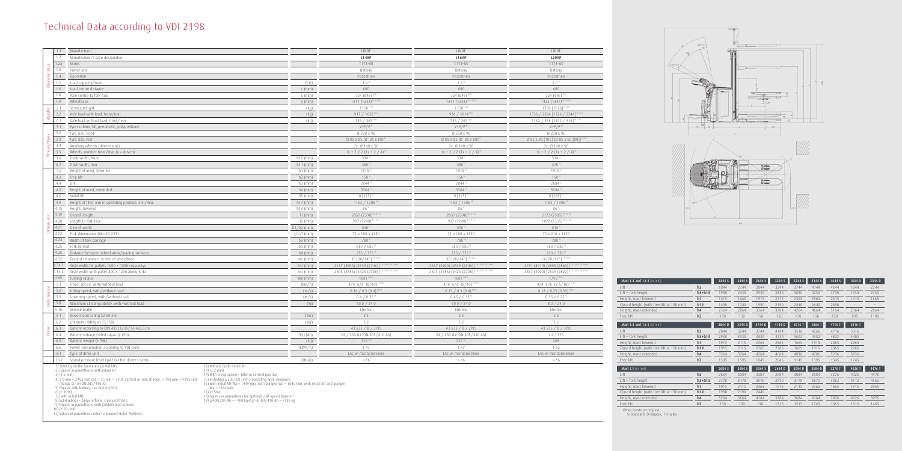# Technical Data according to VDI 2198

| | | | | | LINDE | LINDE | LINDE |
|---|---|---|---|---|---|---|---|
| Characteristics | 1.1 | Manufacturer | | | LINDE | LINDE | LINDE |
| | 1.2 | Manufacturer's type designation | | | E14AP | L16AP | L20AP |
| | 1.2a | Series | | | 1173-00 | 1173-00 | 1173-00 |
| | 1.3 | Power unit | | | Battery | Battery | Battery |
| | 1.4 | Operation | | | Pedestrian | Pedestrian | Pedestrian |
| | 1.5 | Load capacity/Load | | Q (t) | 1.4 [1] | 1.6 [1] | 2.0 [1] |
| | 1.6 | Load centre distance | | c (mm) | 600 | 600 | 600 |
| | 1.8 | Axle centre to fork face | | x (mm) | 724 (646) [2) 3)] | 724 (646) [2) 3)] | 724 (646) [2) 3)] |
| | 1.9 | Wheelbase | | y (mm) | 1311 (1233) [2) 3) 11)] | 1311 (1233) [2) 3) 11)] | 1425 (1347) [2) 3) 11)] |
| Weight | 2.1 | Service weight | | (kg) | 1150 [5) 11)] | 1150 [5) 11)] | 1730 [1670] [5) 11)] |
| | 2.2 | Axle load with load, front/rear | | (kg) | 917 / 1633 [5) 11)] | 936 / 1814 [5) 11)] | 1336 / 2394 [1326 / 2344] [5) 11)] |
| | 2.3 | Axle load without load, front/rear | | (kg) | 785 / 365 [5) 11)] | 785 / 365 [5) 11)] | 1162 / 568 [1152 / 518] [5) 11)] |
| Wheels/Tyres | 3.1 | Tyres rubber, SE, pneumatic, polyurethane | | | V+P/P [8)] | V+P/P [8)] | V+P/P [8)] |
| | 3.2 | Tyre size, front | | | Ø 230 x 90 | Ø 230 x 90 | Ø 230 x 90 |
| | 3.3 | Tyre size, rear | | | Ø 85 x 85 (Ø 85 x 60) [9)] | Ø 85 x 85 (Ø 85 x 60) [9)] | Ø 85 x 85 [105] (Ø 85 x 60 [80]) [9) 11)] |
| | 3.4 | Auxiliary wheels (dimensions) | | | 2x Ø 140 x 50 | 2x Ø 140 x 50 | 2x Ø 140 x 50 |
| | 3.5 | Wheels, number front/rear (x = driven) | | | 1x + 2 / 2 (1x + 2 / 4) [9)] | 1x + 2 / 2 (1x + 2 / 4) [9)] | 1x + 2 / 2 (1x + 2 / 4) [9)] |
| | 3.6 | Track width, front | | b10 (mm) | 534 [6)] | 534 [6)] | 534 [6)] |
| | 3.7 | Track width, rear | | b11 (mm) | 380 [4)] | 380 [4)] | 370 [4)] |
| Dimensions | 4.2 | Height of mast, lowered | | h1 (mm) | 1915 [3)] | 1915 [3)] | 1915 [3)] |
| | 4.3 | Free lift | | h2 (mm) | 150 [3)] | 150 [3)] | 150 [3)] |
| | 4.4 | Lift | | h3 (mm) | 2844 [3)] | 2844 [3)] | 2684 [3)] |
| | 4.5 | Height of mast, extended | | h4 (mm) | 3364 [3)] | 3364 [3)] | 3284 [3)] |
| | 4.6 | Initial lift | | h5 (mm) | 0 [125] [3)] | 0 [125] [3)] | 0 [125] [3)] |
| | 4.9 | Height of tiller arm in operating position, min/max | | h14 (mm) | 1163 / 1306 [10)] | 1163 / 1306 [10)] | 1163 / 1306 [10)] |
| | 4.15 | Height, lowered | | h13 (mm) | 86 [3)] | 86 [3)] | 86 [3)] |
| | 4.19 | Overall length | | l1 (mm) | 2057 (2390) [2) 11)] | 2057 (2390) [2) 11)] | 2172 (2505) [2) 11)] |
| | 4.20 | Length to fork face | | l2 (mm) | 907 (1240) [2) 11)] | 907 (1240) [2) 11)] | 1022 (1355) [2) 11)] |
| | 4.21 | Overall width | | b1/b2 (mm) | 800 [3)] | 800 [3)] | 810 [3)] |
| | 4.22 | Fork dimensions DIN ISO 2331 | | s/e/l (mm) | 71 x 180 x 1150 | 71 x 180 x 1150 | 73 x 210 x 1150 |
| | 4.24 | Width of fork carriage | | b3 (mm) | 780 [3)] | 780 [3)] | 780 [3)] |
| | 4.25 | Fork spread | | b5 (mm) | 560 / 680 [3)] | 560 / 680 [3)] | 580 / 680 [3)] |
| | 4.26 | Distance between wheel arms/loading surfaces | | b4 (mm) | 255 / 375 [3)] | 255 / 375 [3)] | 230 / 330 [3)] |
| | 4.32 | Ground clearance, centre of wheelbase | | m2 (mm) | 30 [20/140] [7) 11)] | 30 [20/140] [7) 11)] | 14 [20/115] [7) 11)] |
| | 4.34.1 | Aisle width for pallets 1000 × 1200 crossways | | Ast (mm) | 2617 (2900) [2539 (2746)] [2) 11) 15) 16)] | 2617 (2900) [2539 (2746)] [2) 11) 15) 16)] | 2731 (3014) [2653 (2860)] [2) 11) 15) 16)] |
| | 4.34.2 | Aisle width with pallet 800 × 1200 along forks | | Ast (mm) | 2503 (2786) [2425 (2708)] [2) 11) 15) 16)] | 2503 (2786) [2425 (2708)] [2) 11) 15) 16)] | 2617 (2900) [2539 (2822)] [2) 11) 15) 16)] |
| | 4.35 | Turning radius | | Wa (mm) | 1681 [2) 11)] | 1681 [2) 11)] | 1795 [2) 11)] |
| Performance | 5.1 | Travel speed, with/without load | | (km/h) | 4/4 6/6 (8/10) [12) 17)] | 4/4 6/6 (8/10) [12) 17)] | 4/4 6/6 (7.5/10) [12) 17)] |
| | 5.2 | Lifting speed, with/without load | | (m/s) | 0.16 / 0.3 (0.4) [18)] | 0.15 / 0.3 (0.4) [18)] | 0.12 / 0.25 (0.35) [18)] |
| | 5.3 | Lowering speed, with/without load | | (m/s) | 0.4 / 0.35 [1)] | 0.45 / 0.35 [1)] | 0.35 / 0.25 [1)] |
| | 5.8 | Maximum climbing ability, with/without load | | (%) | 10.0 / 24.0 | 10.0 / 24.0 | 8.0 / 24.0 |
| | 5.10 | Service brake | | | Electric | Electric | Electric |
| Drive | 6.1 | Drive motor rating S2 60 min | | (kW) | 2.3 | 2.3 | 2.3 |
| | 6.2 | Lift motor rating at S3 15% | | (kW) | 3.2 | 3.2 | 3.2 |
| | 6.3 | Battery according to DIN 43531/35/36 A,B,C,no | | | 43 535 / B / 2PzS | 43 535 / B / 2PzS | 43 535 / B / 3PzS |
| | 6.4 | Battery voltage/rated capacity (5h) | | (V)/(Ah) | 24 / 250 (Li-ION 205/410 Ah) | 24 / 250 (Li-ION 205/410 Ah) | 24 / 375 |
| | 6.5 | Battery weight (± 5%) | | (kg) | 212 [19)] | 212 [19)] | 288 |
| | 6.6 | Power consumption according to VDI cycle | | (kWh/h) | 1.47 | 1.47 | 1.52 |
| | 8.1 | Type of drive unit | | | LAC w microprocessor | LAC w microprocessor | LAC w microprocessor |
| | 10.7 | Sound pressure level LpAZ (at the driver's seat) | | (dB(A)) | < 66 | < 66 | < 66 |

1) 2000 kg on the load arms (initial lift)
2) Figures in parenthesis with initial lift
3) (± 5 mm)
4) ± 0 mm = 2 PzS vertical, + 75 mm = 3 PzS vertical or side change, + 150 mm = 4 PzS side change or Li-ION 205/410 Ah
5) Figures with battery, see line 6.4/6.5.
6) (± 10%)
7) [with initial lift]
8) Solid rubber + polyurethane / polyurethane
9) Figures in parenthesis with tandem load wheels
10) (± 20 mm)
11) Values in parenthesis refer to lowered Rider Plattform
12) Without/with initial lift
13) (± 2 mm)
14) With creep speed = tiller in vertical position
15) Including a 200 mm (min.) operating aisle clearance.
16) with initial lift Wa = 1449 mm, with bumper Wa = 1640 mm, with initial lift and bumper Wa = 1562 mm
17) (± 5%)
18) Figures in parenthesis for optional „Lift Speed Booster"
19) Li-ION 205 Ah = +100 kg<br>Li-ION 410 Ah = +139 kg

| Mast 1.4 and 1.6 t (in mm) | | 1844 S | 2344 S | 2844 S | 3244 S | 3744 S | 4144 S | 4644 S | 1844 D | 2344 D |
|---|---|---|---|---|---|---|---|---|---|---|
| Lift | h3 | 1844 | 2344 | 2844 | 3244 | 3744 | 4144 | 4644 | 1844 | 2344 |
| Lift + fork height | h3+h13 | 1930 | 2430 | 2930 | 3330 | 3830 | 4230 | 4730 | 1930 | 2430 |
| Height, mast lowered | h1 | 1415 | 1665 | 1915 | 2115 | 2365 | 2565 | 2815 | 1415 | 1665 |
| Closed height (with free lift at 150 mm) | h1# | 1490 | 1740 | 1990 | 2190 | 2440 | 2640 | 2890 | | |
| Height, mast extended | h4 | 2364 | 2864 | 3364 | 3764 | 4264 | 4664 | 5164 | 2364 | 2864 |
| Free lift | h2 | 150 | 150 | 150 | 150 | 150 | 150 | 150 | 895 | 1145 |

| Mast 1.4 and 1.6 t (in mm) | | 2844 D | 3244 D | 3744 D | 4144 D | 3516 T | 4266 T | 4716 T | 5316 T |
|---|---|---|---|---|---|---|---|---|---|
| Lift | h3 | 2844 | 3244 | 3744 | 4144 | 3516 | 4266 | 4716 | 5316 |
| Lift + fork height | h3+h13 | 2930 | 3330 | 3830 | 4230 | 3602 | 4352 | 4802 | 5402 |
| Height, mast lowered | h1 | 1915 | 2115 | 2365 | 2565 | 1665 | 1915 | 2065 | 2265 |
| Closed height (with free lift at 150 mm) | h1# | 1915 | 2115 | 2365 | 2565 | 1665 | 1915 | 2065 | 2265 |
| Height, mast extended | h4 | 3364 | 3764 | 4264 | 4664 | 4036 | 4786 | 5236 | 5836 |
| Free lift | h2 | 1395 | 1595 | 1845 | 2045 | 1145 | 1395 | 1545 | 1745 |

| Mast 2 t (in mm) | | 2684 S | 3084 S | 3584 S | 2684 D | 3084 D | 3584 D | 3276 T | 4026 T | 4476 T |
|---|---|---|---|---|---|---|---|---|---|---|
| Lift | h3 | 2684 | 3084 | 3584 | 2684 | 3084 | 3584 | 3276 | 4026 | 4476 |
| Lift + fork height | h3+h13 | 2770 | 3170 | 3670 | 2770 | 3170 | 3670 | 3362 | 4112 | 4562 |
| Height, mast lowered | h1 | 1915 | 2115 | 2365 | 1915 | 2115 | 2365 | 1665 | 1915 | 2065 |
| Closed height (with free lift at 150 mm) | h1# | 1990 | 2190 | 2440 | | | | | | |
| Height, mast extended | h4 | 3284 | 3684 | 4184 | 3284 | 3684 | 4184 | 3876 | 4626 | 5076 |
| Free lift | h2 | 150 | 150 | 150 | 1315 | 1515 | 1765 | 1065 | 1315 | 1465 |

Other masts on request
S=Standard, D=Duplex, T=Triplex